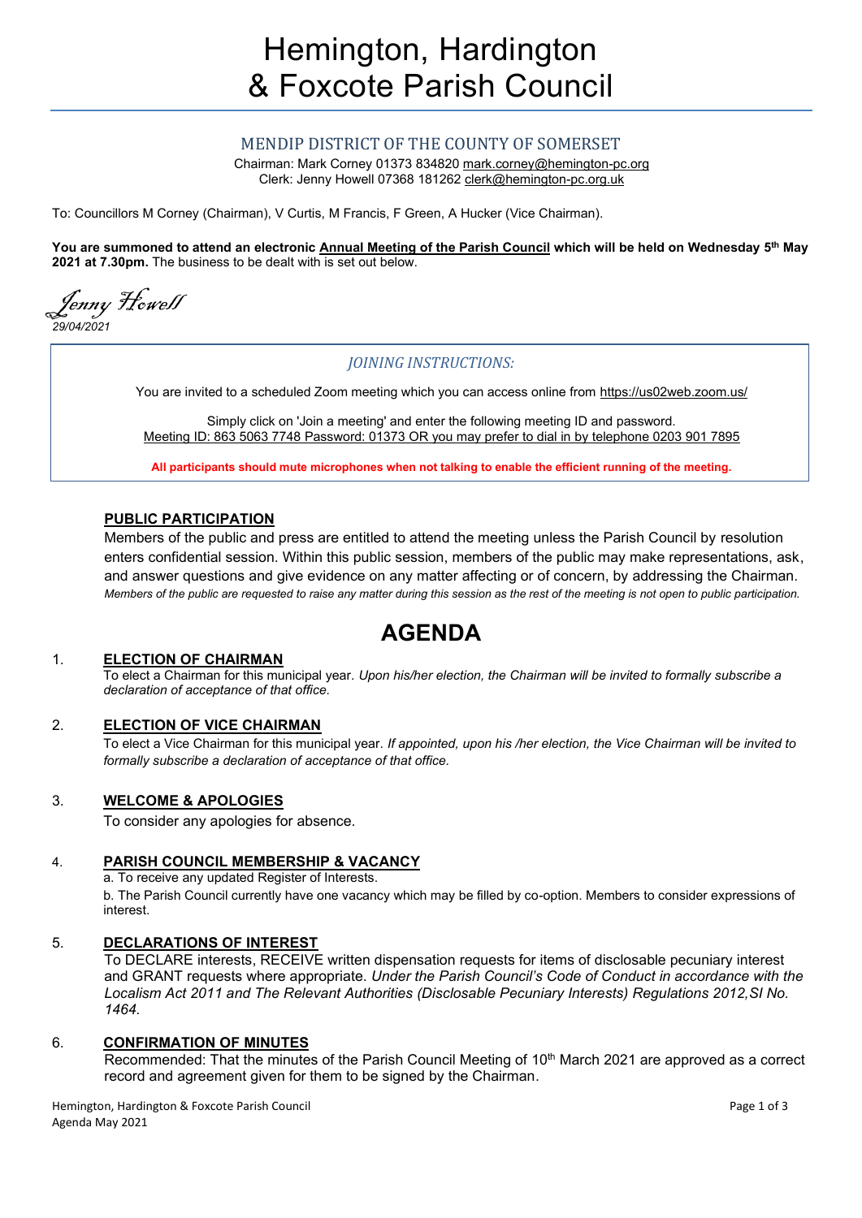# Hemington, Hardington & Foxcote Parish Council

## MENDIP DISTRICT OF THE COUNTY OF SOMERSET

Chairman: Mark Corney 01373 834820 mark.corney@hemington-pc.org
Clerk: Jenny Howell 07368 181262 clerk@hemington-pc.org.uk

To: Councillors M Corney (Chairman), V Curtis, M Francis, F Green, A Hucker (Vice Chairman).

**You are summoned to attend an electronic Annual Meeting of the Parish Council which will be held on Wednesday 5th May 2021 at 7.30pm.** The business to be dealt with is set out below.

*Jenny Howell*
*29/04/2021*

*JOINING INSTRUCTIONS:*

You are invited to a scheduled Zoom meeting which you can access online from https://us02web.zoom.us/

Simply click on 'Join a meeting' and enter the following meeting ID and password.
Meeting ID: 863 5063 7748 Password: 01373 OR you may prefer to dial in by telephone 0203 901 7895

**All participants should mute microphones when not talking to enable the efficient running of the meeting.**

### PUBLIC PARTICIPATION

Members of the public and press are entitled to attend the meeting unless the Parish Council by resolution enters confidential session. Within this public session, members of the public may make representations, ask, and answer questions and give evidence on any matter affecting or of concern, by addressing the Chairman.
*Members of the public are requested to raise any matter during this session as the rest of the meeting is not open to public participation.*

# AGENDA

1. **ELECTION OF CHAIRMAN**
   To elect a Chairman for this municipal year. *Upon his/her election, the Chairman will be invited to formally subscribe a declaration of acceptance of that office.*

2. **ELECTION OF VICE CHAIRMAN**
   To elect a Vice Chairman for this municipal year. *If appointed, upon his /her election, the Vice Chairman will be invited to formally subscribe a declaration of acceptance of that office.*

3. **WELCOME & APOLOGIES**
   To consider any apologies for absence.

4. **PARISH COUNCIL MEMBERSHIP & VACANCY**
   a. To receive any updated Register of Interests.
   b. The Parish Council currently have one vacancy which may be filled by co-option. Members to consider expressions of interest.

5. **DECLARATIONS OF INTEREST**
   To DECLARE interests, RECEIVE written dispensation requests for items of disclosable pecuniary interest and GRANT requests where appropriate. *Under the Parish Council's Code of Conduct in accordance with the Localism Act 2011 and The Relevant Authorities (Disclosable Pecuniary Interests) Regulations 2012,SI No. 1464.*

6. **CONFIRMATION OF MINUTES**
   Recommended: That the minutes of the Parish Council Meeting of 10th March 2021 are approved as a correct record and agreement given for them to be signed by the Chairman.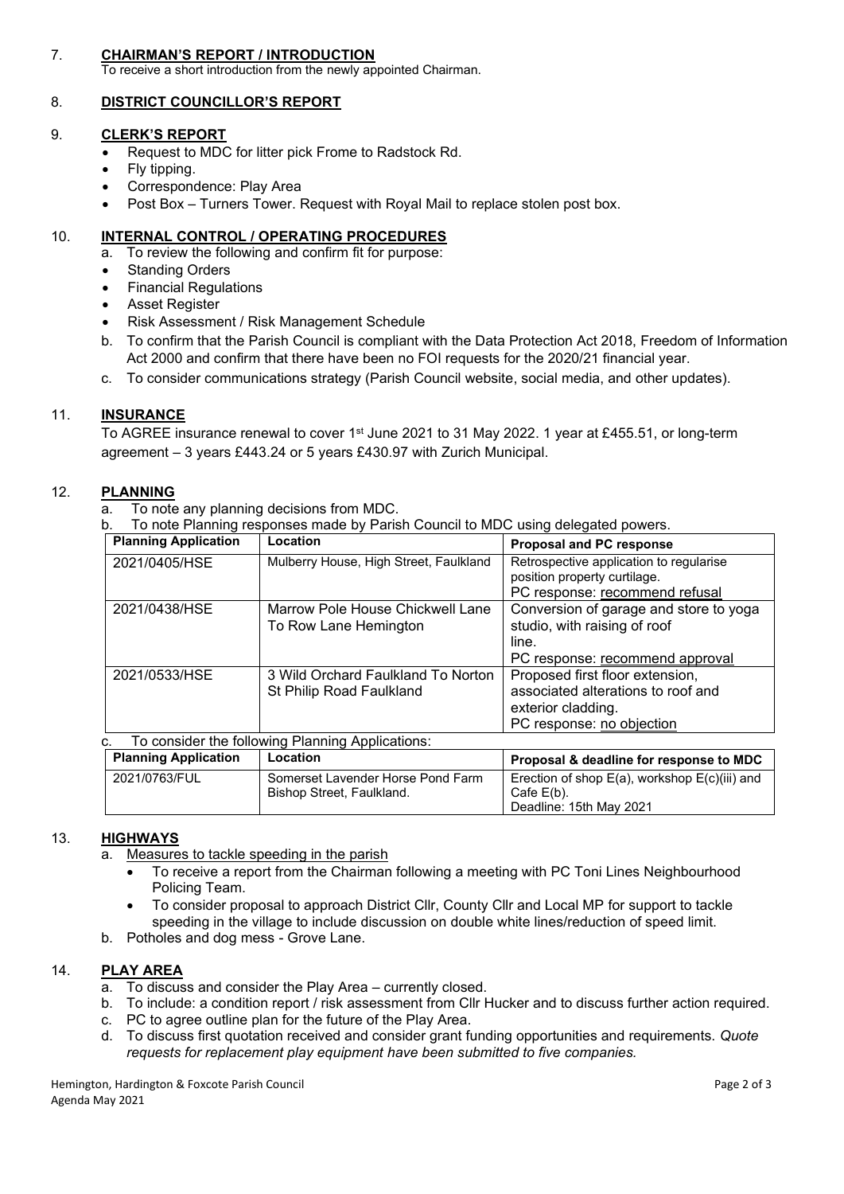7. **CHAIRMAN'S REPORT / INTRODUCTION**
To receive a short introduction from the newly appointed Chairman.

8. **DISTRICT COUNCILLOR'S REPORT**

9. **CLERK'S REPORT**
   - Request to MDC for litter pick Frome to Radstock Rd.
   - Fly tipping.
   - Correspondence: Play Area
   - Post Box – Turners Tower. Request with Royal Mail to replace stolen post box.

10. **INTERNAL CONTROL / OPERATING PROCEDURES**
    a. To review the following and confirm fit for purpose:
    - Standing Orders
    - Financial Regulations
    - Asset Register
    - Risk Assessment / Risk Management Schedule

    b. To confirm that the Parish Council is compliant with the Data Protection Act 2018, Freedom of Information Act 2000 and confirm that there have been no FOI requests for the 2020/21 financial year.
    c. To consider communications strategy (Parish Council website, social media, and other updates).

11. **INSURANCE**
To AGREE insurance renewal to cover 1st June 2021 to 31 May 2022. 1 year at £455.51, or long-term agreement – 3 years £443.24 or 5 years £430.97 with Zurich Municipal.

12. **PLANNING**
    a. To note any planning decisions from MDC.
    b. To note Planning responses made by Parish Council to MDC using delegated powers.

| Planning Application | Location | Proposal and PC response |
|---|---|---|
| 2021/0405/HSE | Mulberry House, High Street, Faulkland | Retrospective application to regularise position property curtilage.<br>PC response: recommend refusal |
| 2021/0438/HSE | Marrow Pole House Chickwell Lane To Row Lane Hemington | Conversion of garage and store to yoga studio, with raising of roof line.<br>PC response: recommend approval |
| 2021/0533/HSE | 3 Wild Orchard Faulkland To Norton St Philip Road Faulkland | Proposed first floor extension, associated alterations to roof and exterior cladding.<br>PC response: no objection |

    c. To consider the following Planning Applications:

| Planning Application | Location | Proposal & deadline for response to MDC |
|---|---|---|
| 2021/0763/FUL | Somerset Lavender Horse Pond Farm Bishop Street, Faulkland. | Erection of shop E(a), workshop E(c)(iii) and Cafe E(b).<br>Deadline: 15th May 2021 |

13. **HIGHWAYS**
    a. Measures to tackle speeding in the parish
    - To receive a report from the Chairman following a meeting with PC Toni Lines Neighbourhood Policing Team.
    - To consider proposal to approach District Cllr, County Cllr and Local MP for support to tackle speeding in the village to include discussion on double white lines/reduction of speed limit.

    b. Potholes and dog mess - Grove Lane.

14. **PLAY AREA**
    a. To discuss and consider the Play Area – currently closed.
    b. To include: a condition report / risk assessment from Cllr Hucker and to discuss further action required.
    c. PC to agree outline plan for the future of the Play Area.
    d. To discuss first quotation received and consider grant funding opportunities and requirements. *Quote requests for replacement play equipment have been submitted to five companies.*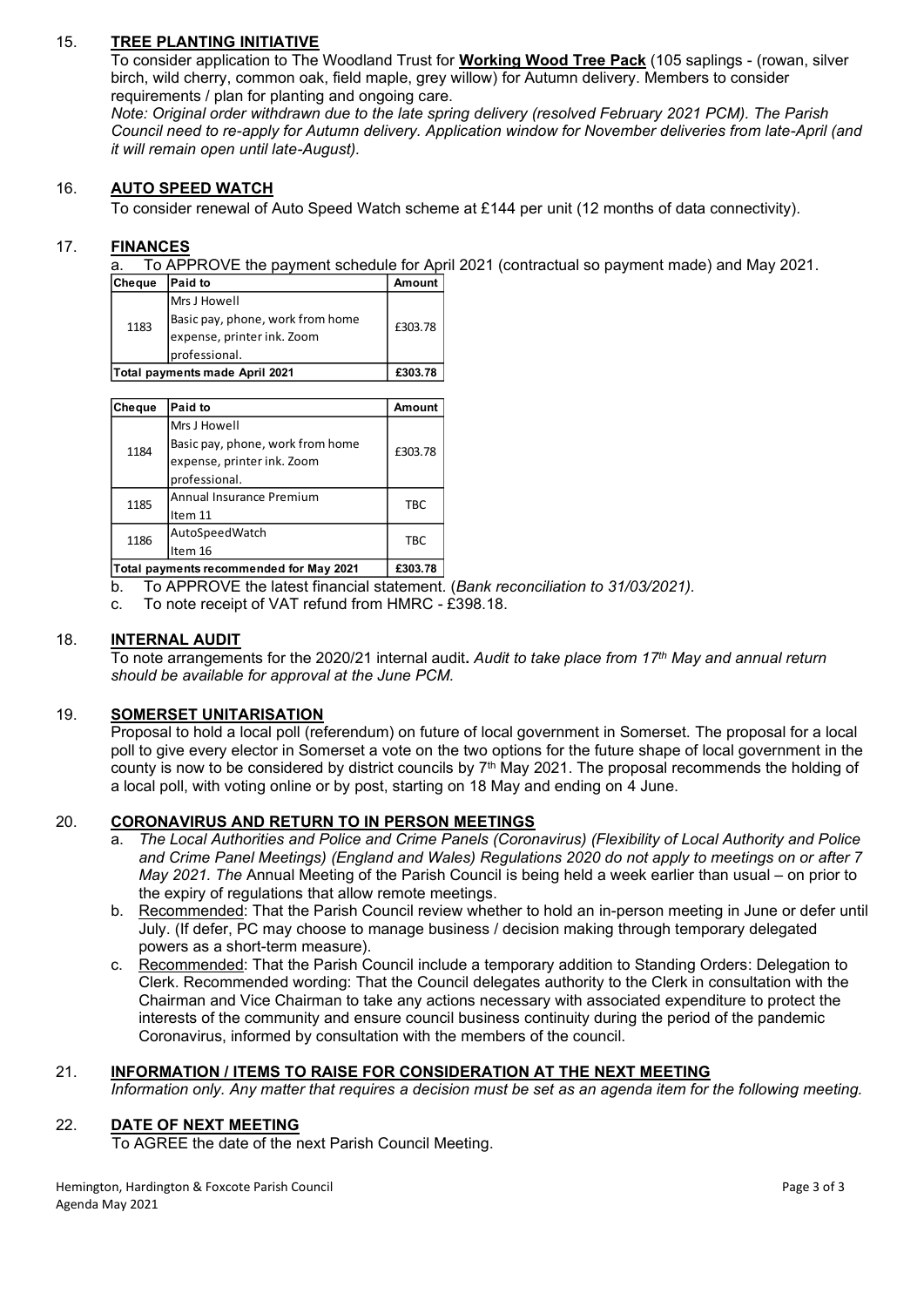## 15. **TREE PLANTING INITIATIVE**

To consider application to The Woodland Trust for **Working Wood Tree Pack** (105 saplings - (rowan, silver birch, wild cherry, common oak, field maple, grey willow) for Autumn delivery. Members to consider requirements / plan for planting and ongoing care.

*Note: Original order withdrawn due to the late spring delivery (resolved February 2021 PCM). The Parish Council need to re-apply for Autumn delivery. Application window for November deliveries from late-April (and it will remain open until late-August).*

## 16. **AUTO SPEED WATCH**

To consider renewal of Auto Speed Watch scheme at £144 per unit (12 months of data connectivity).

## 17. **FINANCES**

a. To APPROVE the payment schedule for April 2021 (contractual so payment made) and May 2021.

| Cheque | Paid to | Amount |
|---|---|---|
| 1183 | Mrs J Howell<br>Basic pay, phone, work from home expense, printer ink. Zoom professional. | £303.78 |
| **Total payments made April 2021** | | **£303.78** |

| Cheque | Paid to | Amount |
|---|---|---|
| 1184 | Mrs J Howell<br>Basic pay, phone, work from home expense, printer ink. Zoom professional. | £303.78 |
| 1185 | Annual Insurance Premium<br>Item 11 | TBC |
| 1186 | AutoSpeedWatch<br>Item 16 | TBC |
| **Total payments recommended for May 2021** | | **£303.78** |

b. To APPROVE the latest financial statement. (*Bank reconciliation to 31/03/2021).*

c. To note receipt of VAT refund from HMRC - £398.18.

## 18. **INTERNAL AUDIT**

To note arrangements for the 2020/21 internal audit**.** *Audit to take place from 17th May and annual return should be available for approval at the June PCM.*

## 19. **SOMERSET UNITARISATION**

Proposal to hold a local poll (referendum) on future of local government in Somerset. The proposal for a local poll to give every elector in Somerset a vote on the two options for the future shape of local government in the county is now to be considered by district councils by 7th May 2021. The proposal recommends the holding of a local poll, with voting online or by post, starting on 18 May and ending on 4 June.

## 20. **CORONAVIRUS AND RETURN TO IN PERSON MEETINGS**

a. *The Local Authorities and Police and Crime Panels (Coronavirus) (Flexibility of Local Authority and Police and Crime Panel Meetings) (England and Wales) Regulations 2020 do not apply to meetings on or after 7 May 2021. The* Annual Meeting of the Parish Council is being held a week earlier than usual – on prior to the expiry of regulations that allow remote meetings.

b. Recommended: That the Parish Council review whether to hold an in-person meeting in June or defer until July. (If defer, PC may choose to manage business / decision making through temporary delegated powers as a short-term measure).

c. Recommended: That the Parish Council include a temporary addition to Standing Orders: Delegation to Clerk. Recommended wording: That the Council delegates authority to the Clerk in consultation with the Chairman and Vice Chairman to take any actions necessary with associated expenditure to protect the interests of the community and ensure council business continuity during the period of the pandemic Coronavirus, informed by consultation with the members of the council.

## 21. **INFORMATION / ITEMS TO RAISE FOR CONSIDERATION AT THE NEXT MEETING**

*Information only. Any matter that requires a decision must be set as an agenda item for the following meeting.*

## 22. **DATE OF NEXT MEETING**

To AGREE the date of the next Parish Council Meeting.